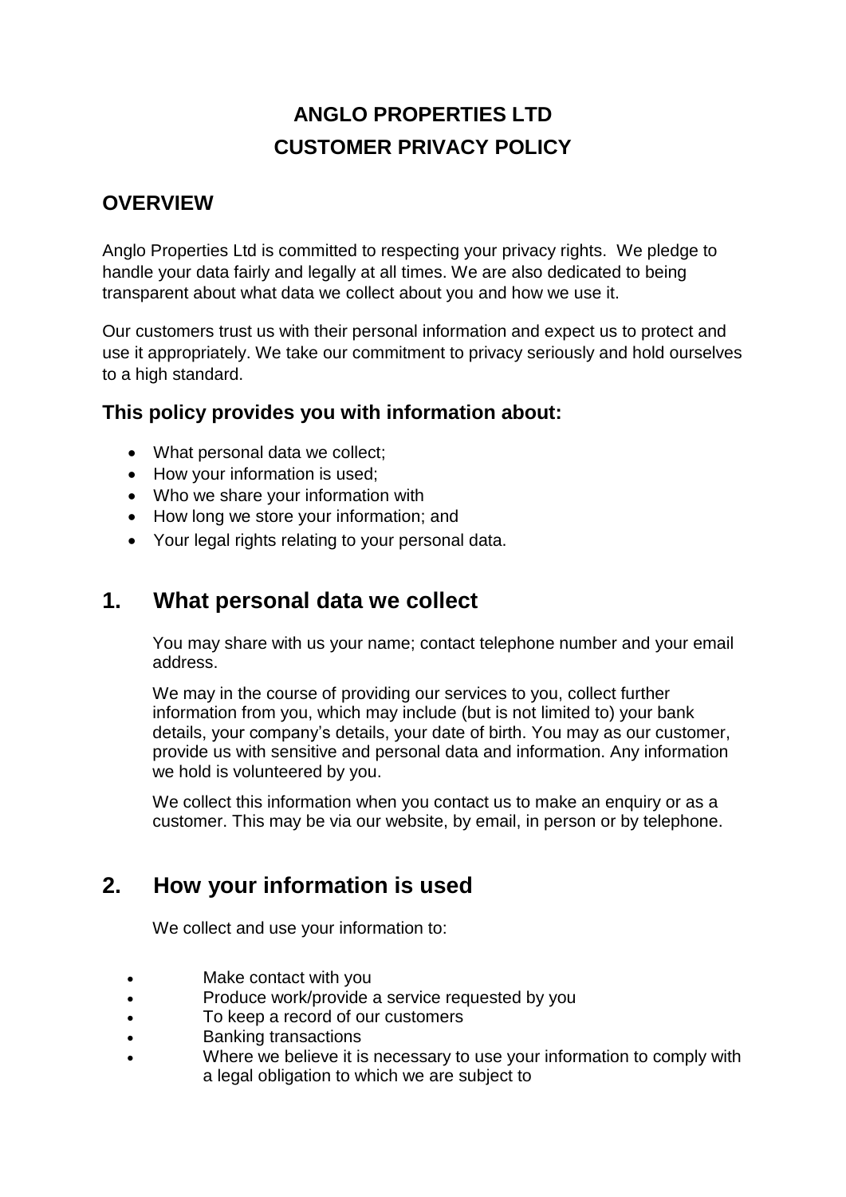# ANGLO PROPERTIES LTD
# CUSTOMER PRIVACY POLICY

## OVERVIEW

Anglo Properties Ltd is committed to respecting your privacy rights. We pledge to handle your data fairly and legally at all times. We are also dedicated to being transparent about what data we collect about you and how we use it.

Our customers trust us with their personal information and expect us to protect and use it appropriately. We take our commitment to privacy seriously and hold ourselves to a high standard.

### This policy provides you with information about:

- What personal data we collect;
- How your information is used;
- Who we share your information with
- How long we store your information; and
- Your legal rights relating to your personal data.

## 1. What personal data we collect

You may share with us your name; contact telephone number and your email address.

We may in the course of providing our services to you, collect further information from you, which may include (but is not limited to) your bank details, your company's details, your date of birth. You may as our customer, provide us with sensitive and personal data and information. Any information we hold is volunteered by you.

We collect this information when you contact us to make an enquiry or as a customer. This may be via our website, by email, in person or by telephone.

## 2. How your information is used

We collect and use your information to:

- Make contact with you
- Produce work/provide a service requested by you
- To keep a record of our customers
- Banking transactions
- Where we believe it is necessary to use your information to comply with a legal obligation to which we are subject to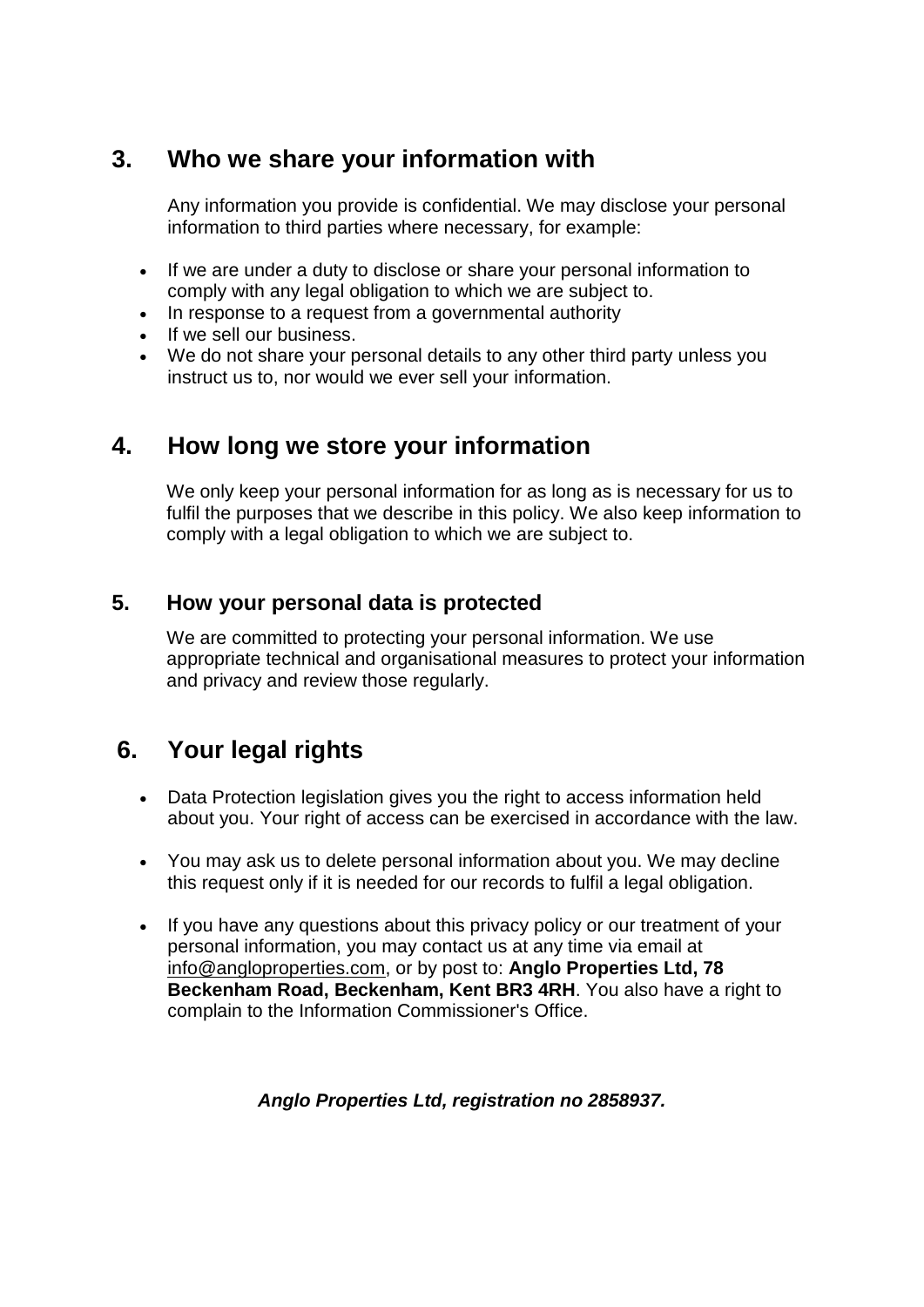## 3. Who we share your information with

Any information you provide is confidential. We may disclose your personal information to third parties where necessary, for example:

- If we are under a duty to disclose or share your personal information to comply with any legal obligation to which we are subject to.
- In response to a request from a governmental authority
- If we sell our business.
- We do not share your personal details to any other third party unless you instruct us to, nor would we ever sell your information.

## 4. How long we store your information

We only keep your personal information for as long as is necessary for us to fulfil the purposes that we describe in this policy. We also keep information to comply with a legal obligation to which we are subject to.

### 5. How your personal data is protected

We are committed to protecting your personal information. We use appropriate technical and organisational measures to protect your information and privacy and review those regularly.

## 6. Your legal rights

- Data Protection legislation gives you the right to access information held about you. Your right of access can be exercised in accordance with the law.

- You may ask us to delete personal information about you. We may decline this request only if it is needed for our records to fulfil a legal obligation.

- If you have any questions about this privacy policy or our treatment of your personal information, you may contact us at any time via email at info@angloproperties.com, or by post to: **Anglo Properties Ltd, 78 Beckenham Road, Beckenham, Kent BR3 4RH**. You also have a right to complain to the Information Commissioner's Office.

***Anglo Properties Ltd, registration no 2858937.***